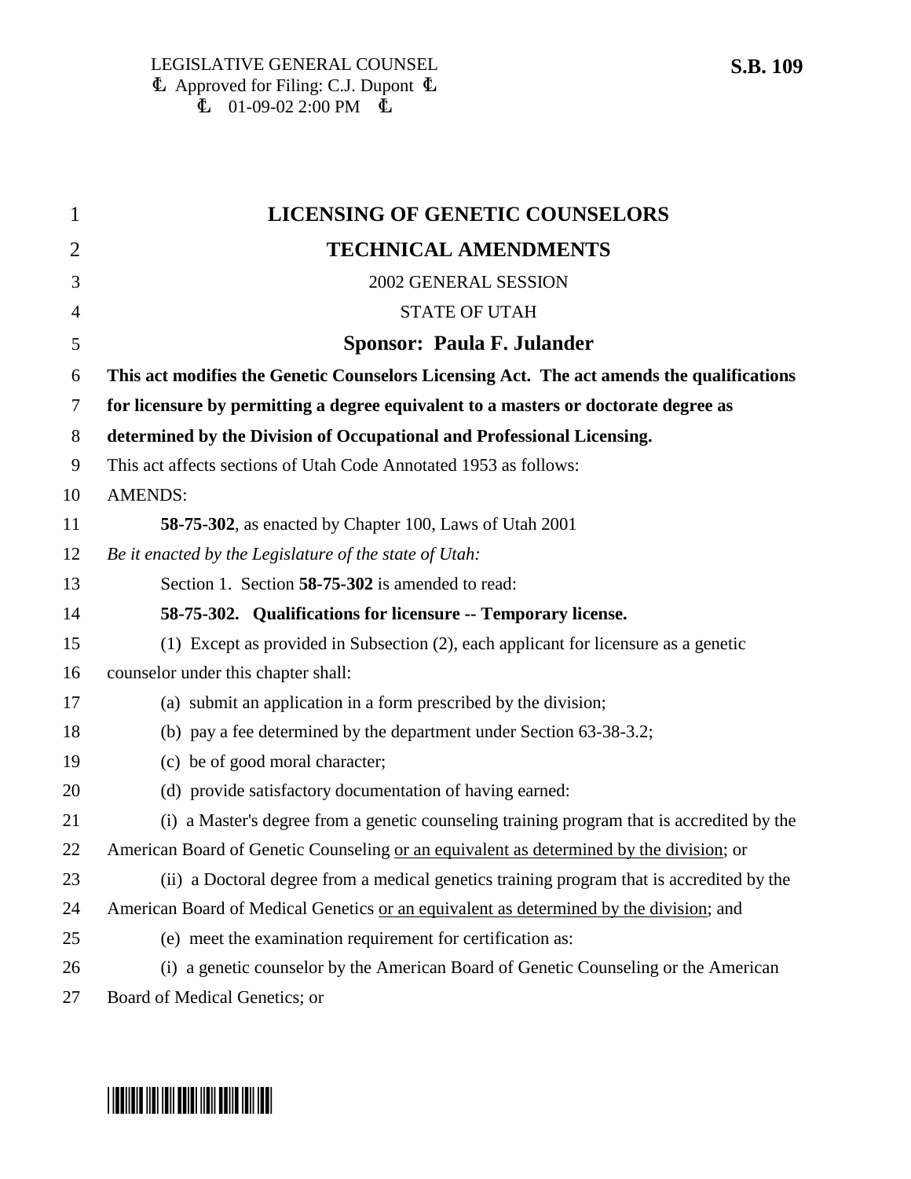LEGISLATIVE GENERAL COUNSEL
Ⱡ Approved for Filing: C.J. Dupont Ⱡ
Ⱡ 01-09-02 2:00 PM Ⱡ

**S.B. 109**

# LICENSING OF GENETIC COUNSELORS

# TECHNICAL AMENDMENTS

2002 GENERAL SESSION

STATE OF UTAH

## Sponsor: Paula F. Julander

**This act modifies the Genetic Counselors Licensing Act. The act amends the qualifications for licensure by permitting a degree equivalent to a masters or doctorate degree as determined by the Division of Occupational and Professional Licensing.**

This act affects sections of Utah Code Annotated 1953 as follows:

AMENDS:

**58-75-302**, as enacted by Chapter 100, Laws of Utah 2001

*Be it enacted by the Legislature of the state of Utah:*

Section 1. Section **58-75-302** is amended to read:

**58-75-302. Qualifications for licensure -- Temporary license.**

(1) Except as provided in Subsection (2), each applicant for licensure as a genetic counselor under this chapter shall:

(a) submit an application in a form prescribed by the division;

(b) pay a fee determined by the department under Section 63-38-3.2;

(c) be of good moral character;

(d) provide satisfactory documentation of having earned:

(i) a Master's degree from a genetic counseling training program that is accredited by the American Board of Genetic Counseling <u>or an equivalent as determined by the division</u>; or

(ii) a Doctoral degree from a medical genetics training program that is accredited by the American Board of Medical Genetics <u>or an equivalent as determined by the division</u>; and

(e) meet the examination requirement for certification as:

(i) a genetic counselor by the American Board of Genetic Counseling or the American Board of Medical Genetics; or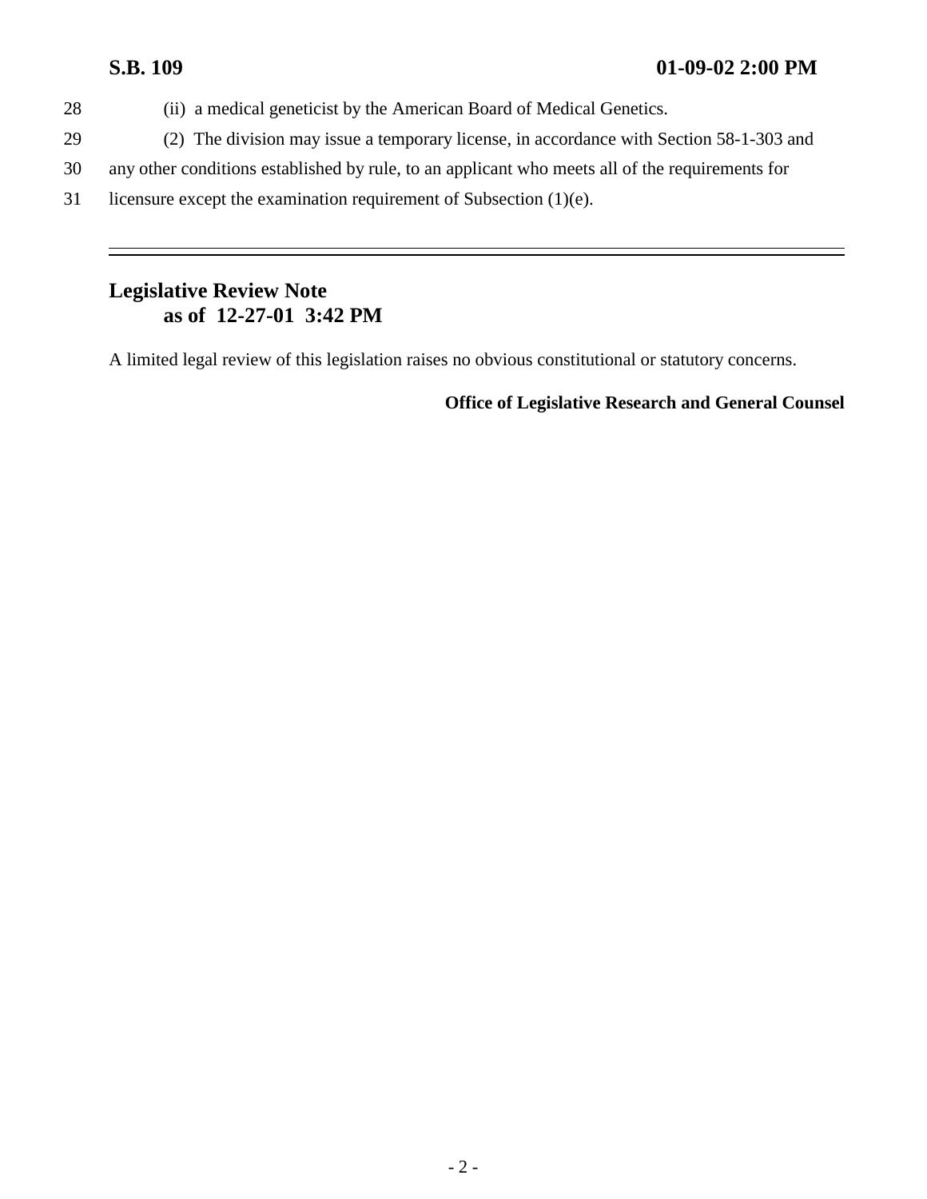(ii) a medical geneticist by the American Board of Medical Genetics.

(2) The division may issue a temporary license, in accordance with Section 58-1-303 and any other conditions established by rule, to an applicant who meets all of the requirements for licensure except the examination requirement of Subsection (1)(e).

---

## Legislative Review Note
### as of 12-27-01 3:42 PM

A limited legal review of this legislation raises no obvious constitutional or statutory concerns.

**Office of Legislative Research and General Counsel**